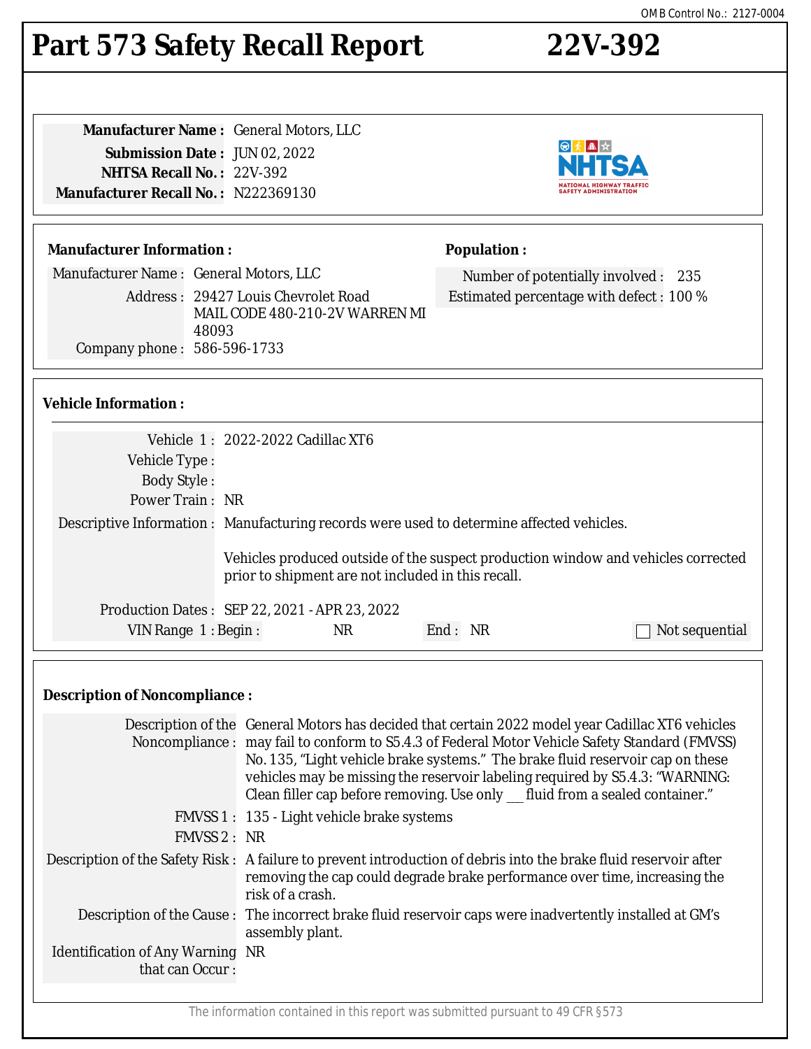OMB Control No.: 2127-0004

# Part 573 Safety Recall Report 22V-392

**Manufacturer Name :** General Motors, LLC
**Submission Date :** JUN 02, 2022
**NHTSA Recall No. :** 22V-392
**Manufacturer Recall No. :** N222369130

## Manufacturer Information :

Manufacturer Name : General Motors, LLC
Address : 29427 Louis Chevrolet Road MAIL CODE 480-210-2V WARREN MI 48093
Company phone : 586-596-1733

## Population :

Number of potentially involved : 235
Estimated percentage with defect : 100 %

## Vehicle Information :

Vehicle 1 : 2022-2022 Cadillac XT6
Vehicle Type :
Body Style :
Power Train : NR
Descriptive Information : Manufacturing records were used to determine affected vehicles.

Vehicles produced outside of the suspect production window and vehicles corrected prior to shipment are not included in this recall.

Production Dates : SEP 22, 2021 - APR 23, 2022
VIN Range 1 : Begin : NR End : NR ☐ Not sequential

## Description of Noncompliance :

Description of the Noncompliance : General Motors has decided that certain 2022 model year Cadillac XT6 vehicles may fail to conform to S5.4.3 of Federal Motor Vehicle Safety Standard (FMVSS) No. 135, "Light vehicle brake systems." The brake fluid reservoir cap on these vehicles may be missing the reservoir labeling required by S5.4.3: "WARNING: Clean filler cap before removing. Use only ___ fluid from a sealed container."

FMVSS 1 : 135 - Light vehicle brake systems
FMVSS 2 : NR

Description of the Safety Risk : A failure to prevent introduction of debris into the brake fluid reservoir after removing the cap could degrade brake performance over time, increasing the risk of a crash.

Description of the Cause : The incorrect brake fluid reservoir caps were inadvertently installed at GM's assembly plant.

Identification of Any Warning that can Occur : NR

The information contained in this report was submitted pursuant to 49 CFR §573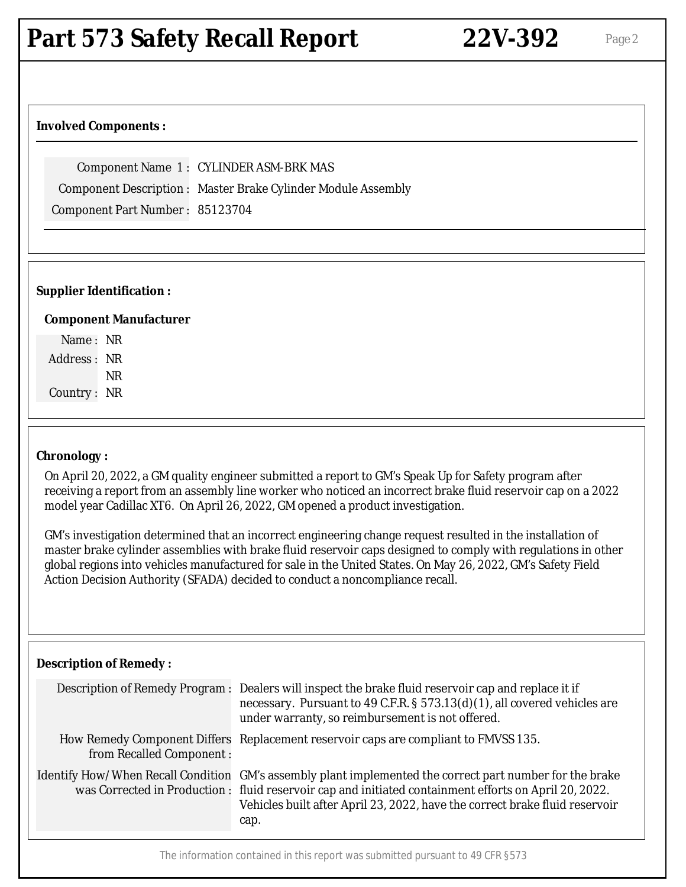### Involved Components :

| | |
|---|---|
| Component Name 1 : | CYLINDER ASM-BRK MAS |
| Component Description : | Master Brake Cylinder Module Assembly |
| Component Part Number : | 85123704 |

### Supplier Identification :

**Component Manufacturer**

| | |
|---|---|
| Name : | NR |
| Address : | NR<br>NR |
| Country : | NR |

### Chronology :

On April 20, 2022, a GM quality engineer submitted a report to GM's Speak Up for Safety program after receiving a report from an assembly line worker who noticed an incorrect brake fluid reservoir cap on a 2022 model year Cadillac XT6. On April 26, 2022, GM opened a product investigation.

GM's investigation determined that an incorrect engineering change request resulted in the installation of master brake cylinder assemblies with brake fluid reservoir caps designed to comply with regulations in other global regions into vehicles manufactured for sale in the United States. On May 26, 2022, GM's Safety Field Action Decision Authority (SFADA) decided to conduct a noncompliance recall.

### Description of Remedy :

| | |
|---|---|
| Description of Remedy Program : | Dealers will inspect the brake fluid reservoir cap and replace it if necessary. Pursuant to 49 C.F.R. § 573.13(d)(1), all covered vehicles are under warranty, so reimbursement is not offered. |
| How Remedy Component Differs from Recalled Component : | Replacement reservoir caps are compliant to FMVSS 135. |
| Identify How/When Recall Condition was Corrected in Production : | GM's assembly plant implemented the correct part number for the brake fluid reservoir cap and initiated containment efforts on April 20, 2022. Vehicles built after April 23, 2022, have the correct brake fluid reservoir cap. |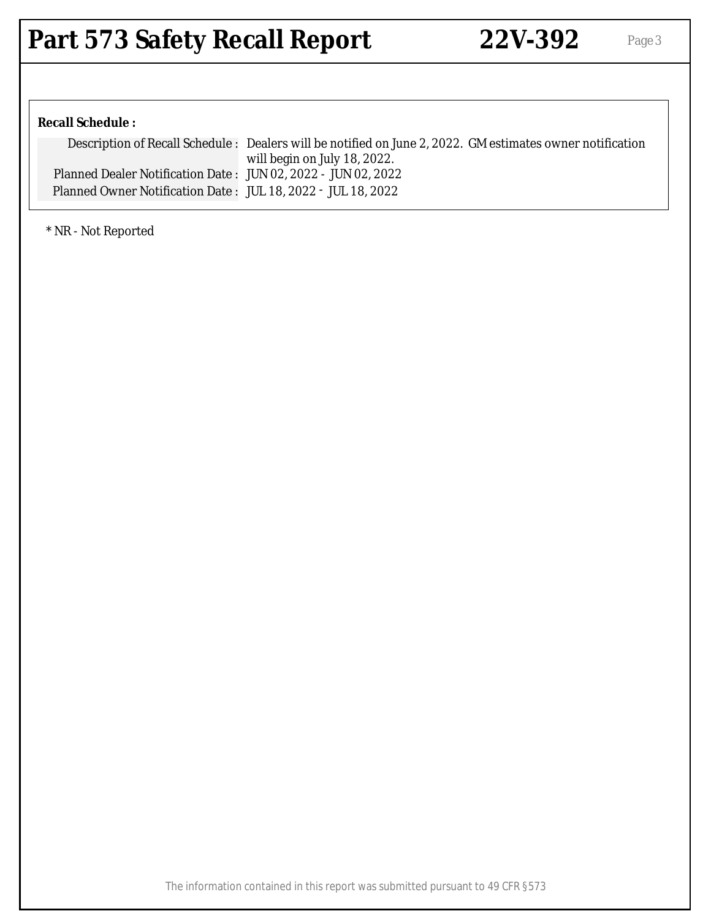# Part 573 Safety Recall Report 22V-392

**Recall Schedule :**

| | |
|---|---|
| Description of Recall Schedule : | Dealers will be notified on June 2, 2022. GM estimates owner notification will begin on July 18, 2022. |
| Planned Dealer Notification Date : | JUN 02, 2022 - JUN 02, 2022 |
| Planned Owner Notification Date : | JUL 18, 2022 - JUL 18, 2022 |

\* NR - Not Reported

The information contained in this report was submitted pursuant to 49 CFR §573